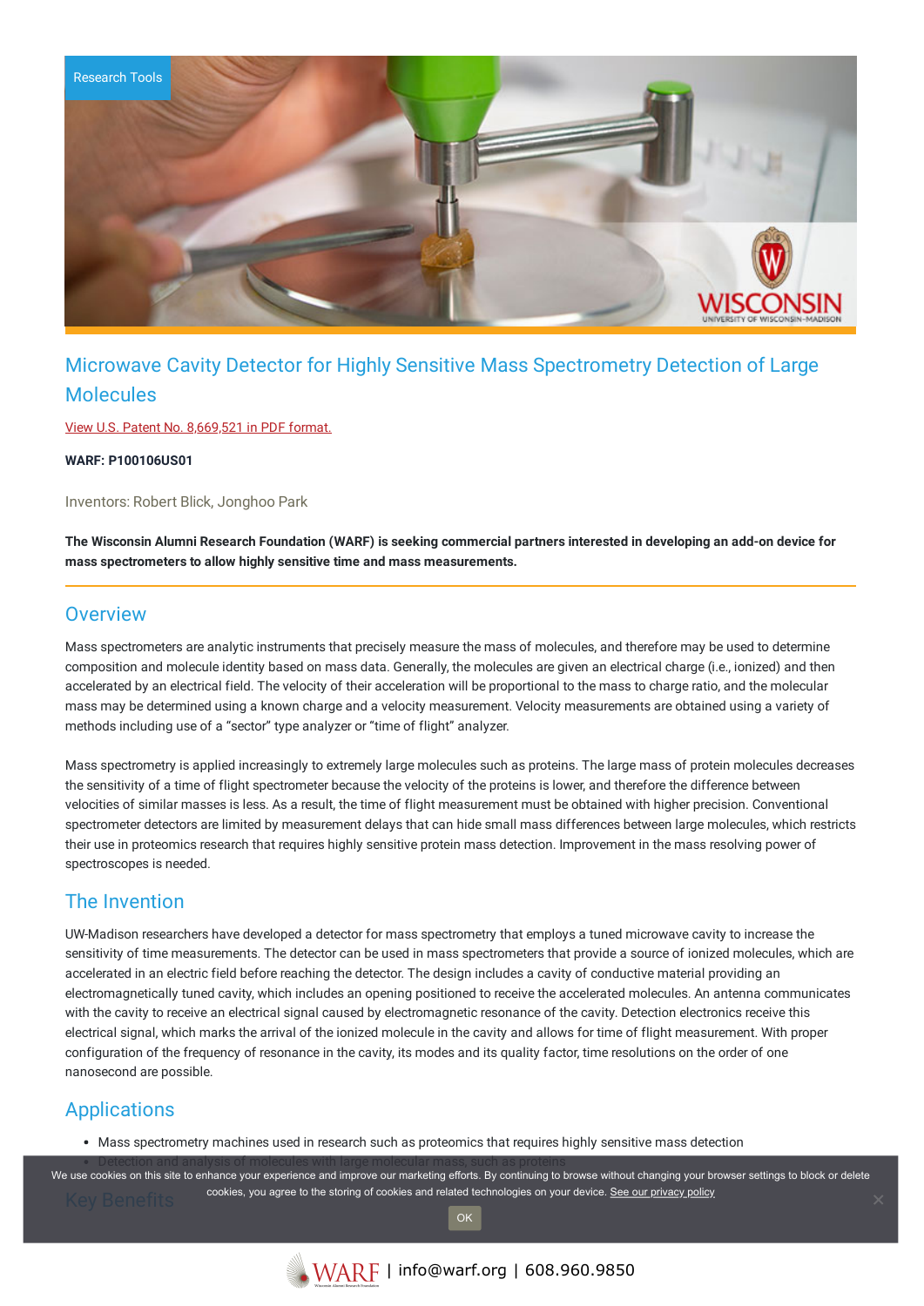Research Tools

# Microwave Cavity Detector for Highly Sensitive Mass Spectrometry Detection of Large Molecules

View U.S. Patent No. 8,669,521 in PDF format.

**WARF: P100106US01**

Inventors: Robert Blick, Jonghoo Park

**The Wisconsin Alumni Research Foundation (WARF) is seeking commercial partners interested in developing an add-on device for mass spectrometers to allow highly sensitive time and mass measurements.**

## Overview

Mass spectrometers are analytic instruments that precisely measure the mass of molecules, and therefore may be used to determine composition and molecule identity based on mass data. Generally, the molecules are given an electrical charge (i.e., ionized) and then accelerated by an electrical field. The velocity of their acceleration will be proportional to the mass to charge ratio, and the molecular mass may be determined using a known charge and a velocity measurement. Velocity measurements are obtained using a variety of methods including use of a "sector" type analyzer or "time of flight" analyzer.

Mass spectrometry is applied increasingly to extremely large molecules such as proteins. The large mass of protein molecules decreases the sensitivity of a time of flight spectrometer because the velocity of the proteins is lower, and therefore the difference between velocities of similar masses is less. As a result, the time of flight measurement must be obtained with higher precision. Conventional spectrometer detectors are limited by measurement delays that can hide small mass differences between large molecules, which restricts their use in proteomics research that requires highly sensitive protein mass detection. Improvement in the mass resolving power of spectroscopes is needed.

## The Invention

UW-Madison researchers have developed a detector for mass spectrometry that employs a tuned microwave cavity to increase the sensitivity of time measurements. The detector can be used in mass spectrometers that provide a source of ionized molecules, which are accelerated in an electric field before reaching the detector. The design includes a cavity of conductive material providing an electromagnetically tuned cavity, which includes an opening positioned to receive the accelerated molecules. An antenna communicates with the cavity to receive an electrical signal caused by electromagnetic resonance of the cavity. Detection electronics receive this electrical signal, which marks the arrival of the ionized molecule in the cavity and allows for time of flight measurement. With proper configuration of the frequency of resonance in the cavity, its modes and its quality factor, time resolutions on the order of one nanosecond are possible.

## Applications

- Mass spectrometry machines used in research such as proteomics that requires highly sensitive mass detection
- Detection and analysis of molecules with large molecular mass, such as proteins

## Key Benefits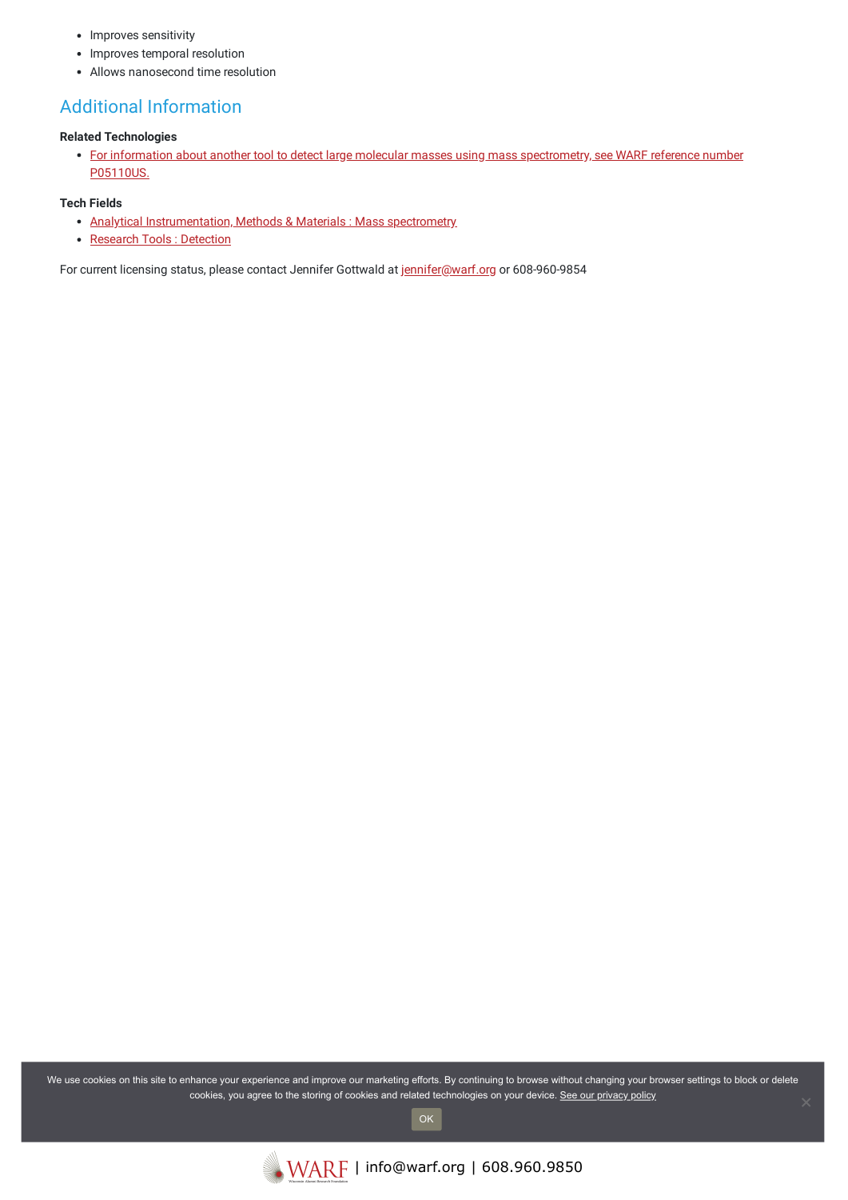- Improves sensitivity
- Improves temporal resolution
- Allows nanosecond time resolution

## Additional Information

**Related Technologies**

- For information about another tool to detect large molecular masses using mass spectrometry, see WARF reference number P05110US.

**Tech Fields**

- Analytical Instrumentation, Methods & Materials : Mass spectrometry
- Research Tools : Detection

For current licensing status, please contact Jennifer Gottwald at jennifer@warf.org or 608-960-9854